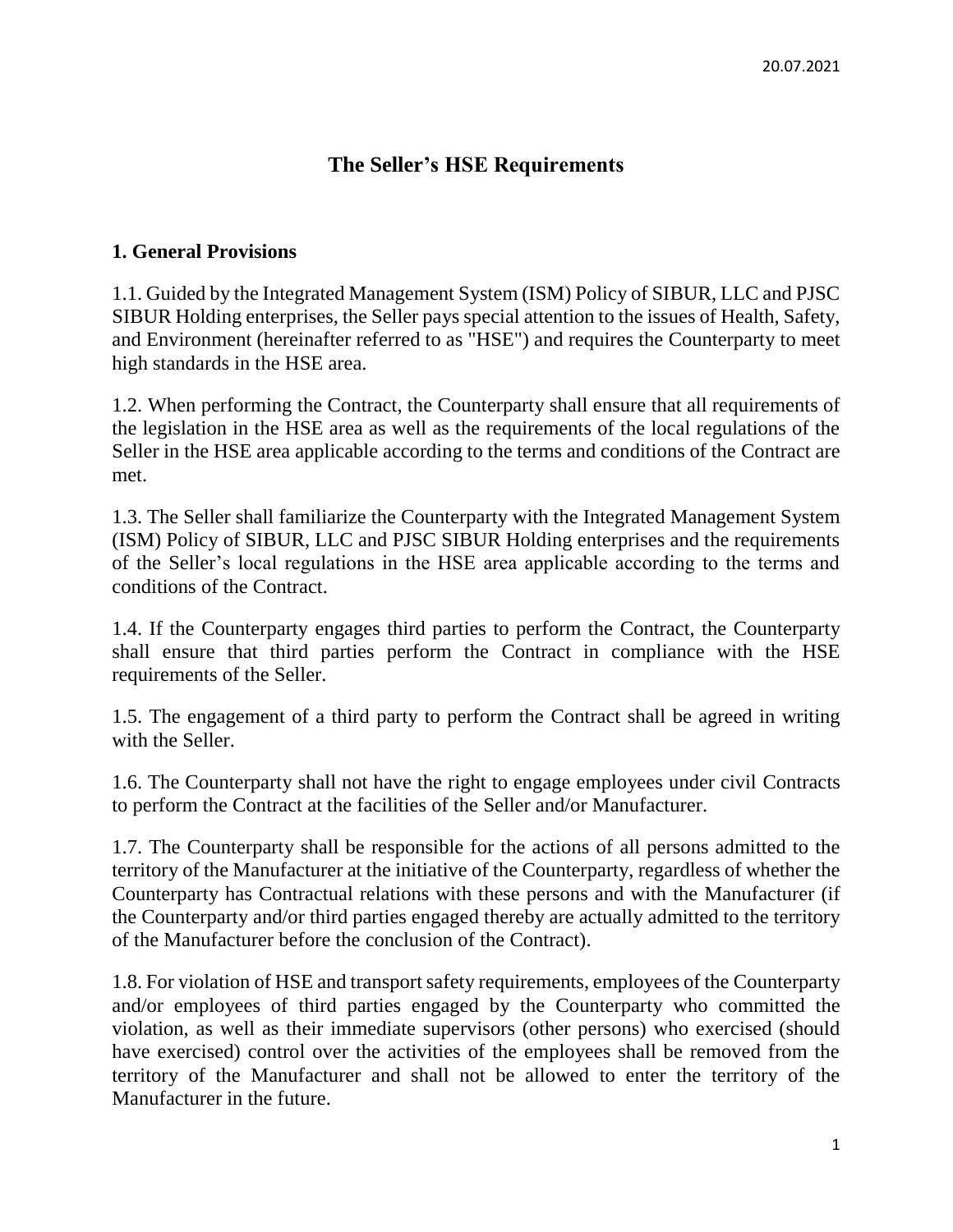20.07.2021

# The Seller's HSE Requirements

## 1. General Provisions

1.1. Guided by the Integrated Management System (ISM) Policy of SIBUR, LLC and PJSC SIBUR Holding enterprises, the Seller pays special attention to the issues of Health, Safety, and Environment (hereinafter referred to as "HSE") and requires the Counterparty to meet high standards in the HSE area.

1.2. When performing the Contract, the Counterparty shall ensure that all requirements of the legislation in the HSE area as well as the requirements of the local regulations of the Seller in the HSE area applicable according to the terms and conditions of the Contract are met.

1.3. The Seller shall familiarize the Counterparty with the Integrated Management System (ISM) Policy of SIBUR, LLC and PJSC SIBUR Holding enterprises and the requirements of the Seller's local regulations in the HSE area applicable according to the terms and conditions of the Contract.

1.4. If the Counterparty engages third parties to perform the Contract, the Counterparty shall ensure that third parties perform the Contract in compliance with the HSE requirements of the Seller.

1.5. The engagement of a third party to perform the Contract shall be agreed in writing with the Seller.

1.6. The Counterparty shall not have the right to engage employees under civil Contracts to perform the Contract at the facilities of the Seller and/or Manufacturer.

1.7. The Counterparty shall be responsible for the actions of all persons admitted to the territory of the Manufacturer at the initiative of the Counterparty, regardless of whether the Counterparty has Contractual relations with these persons and with the Manufacturer (if the Counterparty and/or third parties engaged thereby are actually admitted to the territory of the Manufacturer before the conclusion of the Contract).

1.8. For violation of HSE and transport safety requirements, employees of the Counterparty and/or employees of third parties engaged by the Counterparty who committed the violation, as well as their immediate supervisors (other persons) who exercised (should have exercised) control over the activities of the employees shall be removed from the territory of the Manufacturer and shall not be allowed to enter the territory of the Manufacturer in the future.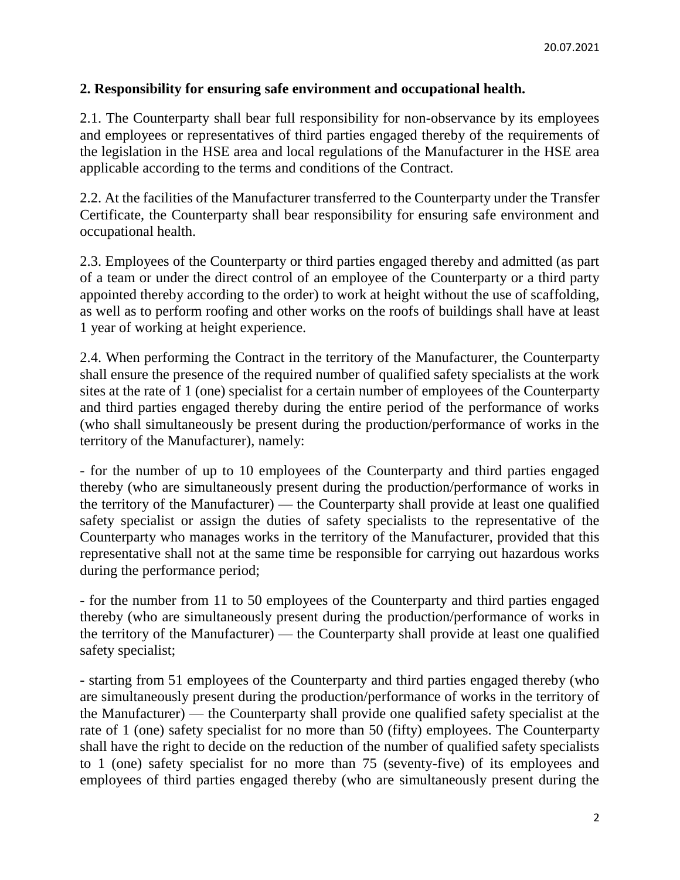## 2. Responsibility for ensuring safe environment and occupational health.

2.1. The Counterparty shall bear full responsibility for non-observance by its employees and employees or representatives of third parties engaged thereby of the requirements of the legislation in the HSE area and local regulations of the Manufacturer in the HSE area applicable according to the terms and conditions of the Contract.

2.2. At the facilities of the Manufacturer transferred to the Counterparty under the Transfer Certificate, the Counterparty shall bear responsibility for ensuring safe environment and occupational health.

2.3. Employees of the Counterparty or third parties engaged thereby and admitted (as part of a team or under the direct control of an employee of the Counterparty or a third party appointed thereby according to the order) to work at height without the use of scaffolding, as well as to perform roofing and other works on the roofs of buildings shall have at least 1 year of working at height experience.

2.4. When performing the Contract in the territory of the Manufacturer, the Counterparty shall ensure the presence of the required number of qualified safety specialists at the work sites at the rate of 1 (one) specialist for a certain number of employees of the Counterparty and third parties engaged thereby during the entire period of the performance of works (who shall simultaneously be present during the production/performance of works in the territory of the Manufacturer), namely:

- for the number of up to 10 employees of the Counterparty and third parties engaged thereby (who are simultaneously present during the production/performance of works in the territory of the Manufacturer) — the Counterparty shall provide at least one qualified safety specialist or assign the duties of safety specialists to the representative of the Counterparty who manages works in the territory of the Manufacturer, provided that this representative shall not at the same time be responsible for carrying out hazardous works during the performance period;

- for the number from 11 to 50 employees of the Counterparty and third parties engaged thereby (who are simultaneously present during the production/performance of works in the territory of the Manufacturer) — the Counterparty shall provide at least one qualified safety specialist;

- starting from 51 employees of the Counterparty and third parties engaged thereby (who are simultaneously present during the production/performance of works in the territory of the Manufacturer) — the Counterparty shall provide one qualified safety specialist at the rate of 1 (one) safety specialist for no more than 50 (fifty) employees. The Counterparty shall have the right to decide on the reduction of the number of qualified safety specialists to 1 (one) safety specialist for no more than 75 (seventy-five) of its employees and employees of third parties engaged thereby (who are simultaneously present during the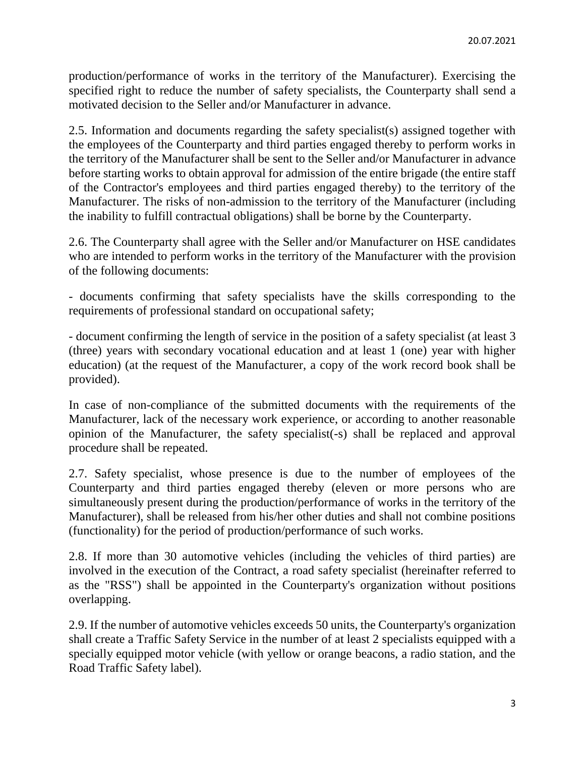production/performance of works in the territory of the Manufacturer). Exercising the specified right to reduce the number of safety specialists, the Counterparty shall send a motivated decision to the Seller and/or Manufacturer in advance.

2.5. Information and documents regarding the safety specialist(s) assigned together with the employees of the Counterparty and third parties engaged thereby to perform works in the territory of the Manufacturer shall be sent to the Seller and/or Manufacturer in advance before starting works to obtain approval for admission of the entire brigade (the entire staff of the Contractor's employees and third parties engaged thereby) to the territory of the Manufacturer. The risks of non-admission to the territory of the Manufacturer (including the inability to fulfill contractual obligations) shall be borne by the Counterparty.

2.6. The Counterparty shall agree with the Seller and/or Manufacturer on HSE candidates who are intended to perform works in the territory of the Manufacturer with the provision of the following documents:

- documents confirming that safety specialists have the skills corresponding to the requirements of professional standard on occupational safety;

- document confirming the length of service in the position of a safety specialist (at least 3 (three) years with secondary vocational education and at least 1 (one) year with higher education) (at the request of the Manufacturer, a copy of the work record book shall be provided).

In case of non-compliance of the submitted documents with the requirements of the Manufacturer, lack of the necessary work experience, or according to another reasonable opinion of the Manufacturer, the safety specialist(-s) shall be replaced and approval procedure shall be repeated.

2.7. Safety specialist, whose presence is due to the number of employees of the Counterparty and third parties engaged thereby (eleven or more persons who are simultaneously present during the production/performance of works in the territory of the Manufacturer), shall be released from his/her other duties and shall not combine positions (functionality) for the period of production/performance of such works.

2.8. If more than 30 automotive vehicles (including the vehicles of third parties) are involved in the execution of the Contract, a road safety specialist (hereinafter referred to as the "RSS") shall be appointed in the Counterparty's organization without positions overlapping.

2.9. If the number of automotive vehicles exceeds 50 units, the Counterparty's organization shall create a Traffic Safety Service in the number of at least 2 specialists equipped with a specially equipped motor vehicle (with yellow or orange beacons, a radio station, and the Road Traffic Safety label).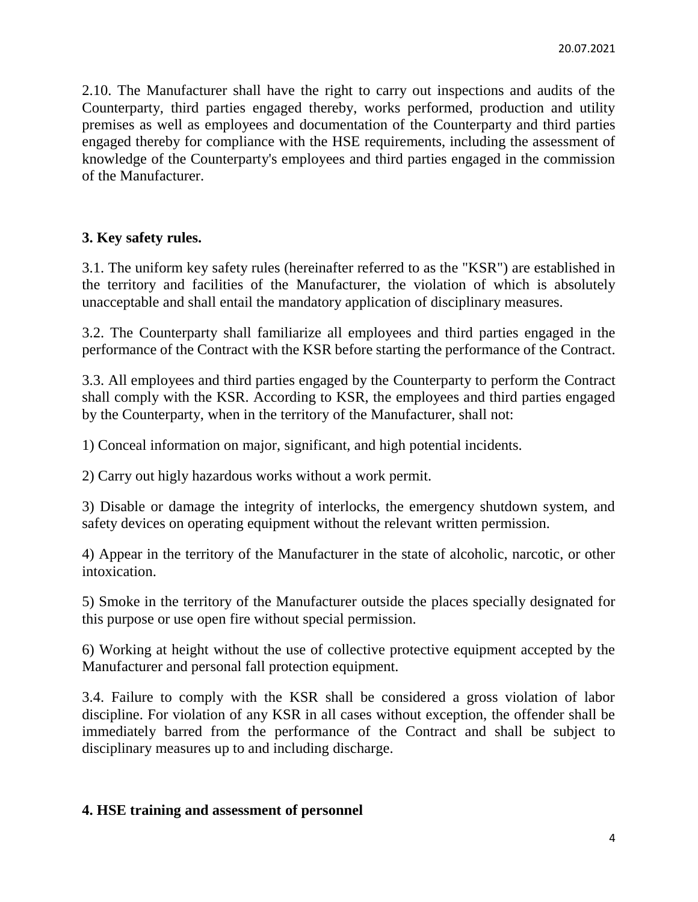2.10. The Manufacturer shall have the right to carry out inspections and audits of the Counterparty, third parties engaged thereby, works performed, production and utility premises as well as employees and documentation of the Counterparty and third parties engaged thereby for compliance with the HSE requirements, including the assessment of knowledge of the Counterparty's employees and third parties engaged in the commission of the Manufacturer.

## 3. Key safety rules.

3.1. The uniform key safety rules (hereinafter referred to as the "KSR") are established in the territory and facilities of the Manufacturer, the violation of which is absolutely unacceptable and shall entail the mandatory application of disciplinary measures.

3.2. The Counterparty shall familiarize all employees and third parties engaged in the performance of the Contract with the KSR before starting the performance of the Contract.

3.3. All employees and third parties engaged by the Counterparty to perform the Contract shall comply with the KSR. According to KSR, the employees and third parties engaged by the Counterparty, when in the territory of the Manufacturer, shall not:

1) Conceal information on major, significant, and high potential incidents.

2) Carry out higly hazardous works without a work permit.

3) Disable or damage the integrity of interlocks, the emergency shutdown system, and safety devices on operating equipment without the relevant written permission.

4) Appear in the territory of the Manufacturer in the state of alcoholic, narcotic, or other intoxication.

5) Smoke in the territory of the Manufacturer outside the places specially designated for this purpose or use open fire without special permission.

6) Working at height without the use of collective protective equipment accepted by the Manufacturer and personal fall protection equipment.

3.4. Failure to comply with the KSR shall be considered a gross violation of labor discipline. For violation of any KSR in all cases without exception, the offender shall be immediately barred from the performance of the Contract and shall be subject to disciplinary measures up to and including discharge.

## 4. HSE training and assessment of personnel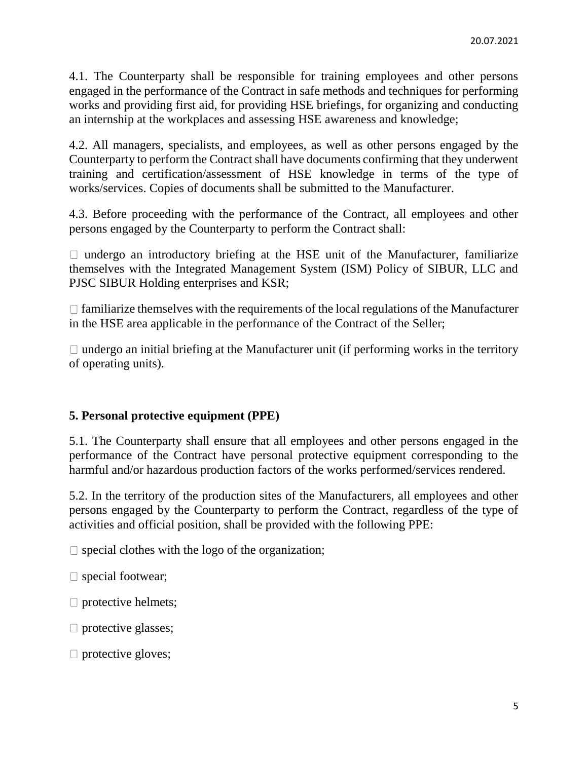4.1. The Counterparty shall be responsible for training employees and other persons engaged in the performance of the Contract in safe methods and techniques for performing works and providing first aid, for providing HSE briefings, for organizing and conducting an internship at the workplaces and assessing HSE awareness and knowledge;

4.2. All managers, specialists, and employees, as well as other persons engaged by the Counterparty to perform the Contract shall have documents confirming that they underwent training and certification/assessment of HSE knowledge in terms of the type of works/services. Copies of documents shall be submitted to the Manufacturer.

4.3. Before proceeding with the performance of the Contract, all employees and other persons engaged by the Counterparty to perform the Contract shall:

- undergo an introductory briefing at the HSE unit of the Manufacturer, familiarize themselves with the Integrated Management System (ISM) Policy of SIBUR, LLC and PJSC SIBUR Holding enterprises and KSR;
- familiarize themselves with the requirements of the local regulations of the Manufacturer in the HSE area applicable in the performance of the Contract of the Seller;
- undergo an initial briefing at the Manufacturer unit (if performing works in the territory of operating units).

## 5. Personal protective equipment (PPE)

5.1. The Counterparty shall ensure that all employees and other persons engaged in the performance of the Contract have personal protective equipment corresponding to the harmful and/or hazardous production factors of the works performed/services rendered.

5.2. In the territory of the production sites of the Manufacturers, all employees and other persons engaged by the Counterparty to perform the Contract, regardless of the type of activities and official position, shall be provided with the following PPE:

- special clothes with the logo of the organization;
- special footwear;
- protective helmets;
- protective glasses;
- protective gloves;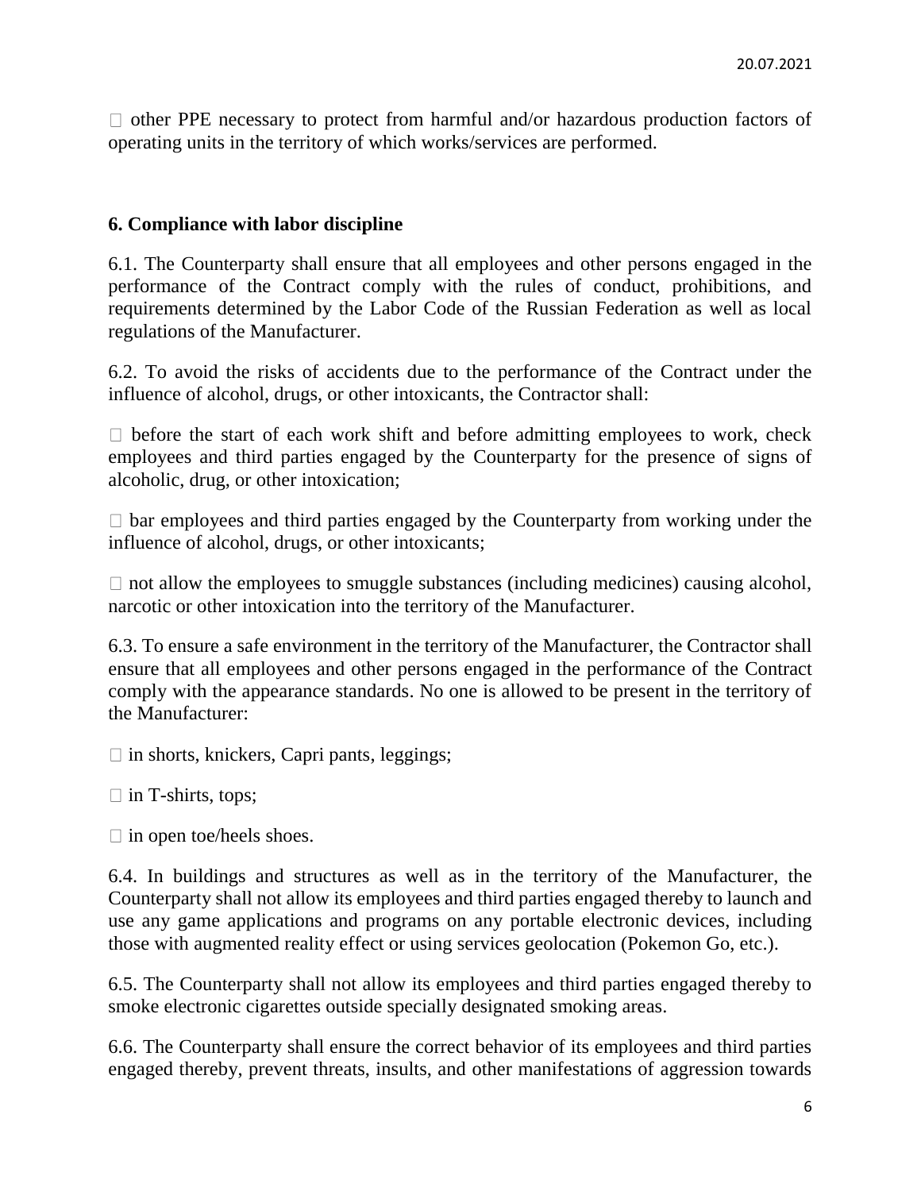- other PPE necessary to protect from harmful and/or hazardous production factors of operating units in the territory of which works/services are performed.

## 6. Compliance with labor discipline

6.1. The Counterparty shall ensure that all employees and other persons engaged in the performance of the Contract comply with the rules of conduct, prohibitions, and requirements determined by the Labor Code of the Russian Federation as well as local regulations of the Manufacturer.

6.2. To avoid the risks of accidents due to the performance of the Contract under the influence of alcohol, drugs, or other intoxicants, the Contractor shall:

- before the start of each work shift and before admitting employees to work, check employees and third parties engaged by the Counterparty for the presence of signs of alcoholic, drug, or other intoxication;
- bar employees and third parties engaged by the Counterparty from working under the influence of alcohol, drugs, or other intoxicants;
- not allow the employees to smuggle substances (including medicines) causing alcohol, narcotic or other intoxication into the territory of the Manufacturer.

6.3. To ensure a safe environment in the territory of the Manufacturer, the Contractor shall ensure that all employees and other persons engaged in the performance of the Contract comply with the appearance standards. No one is allowed to be present in the territory of the Manufacturer:

- in shorts, knickers, Capri pants, leggings;
- in T-shirts, tops;
- in open toe/heels shoes.

6.4. In buildings and structures as well as in the territory of the Manufacturer, the Counterparty shall not allow its employees and third parties engaged thereby to launch and use any game applications and programs on any portable electronic devices, including those with augmented reality effect or using services geolocation (Pokemon Go, etc.).

6.5. The Counterparty shall not allow its employees and third parties engaged thereby to smoke electronic cigarettes outside specially designated smoking areas.

6.6. The Counterparty shall ensure the correct behavior of its employees and third parties engaged thereby, prevent threats, insults, and other manifestations of aggression towards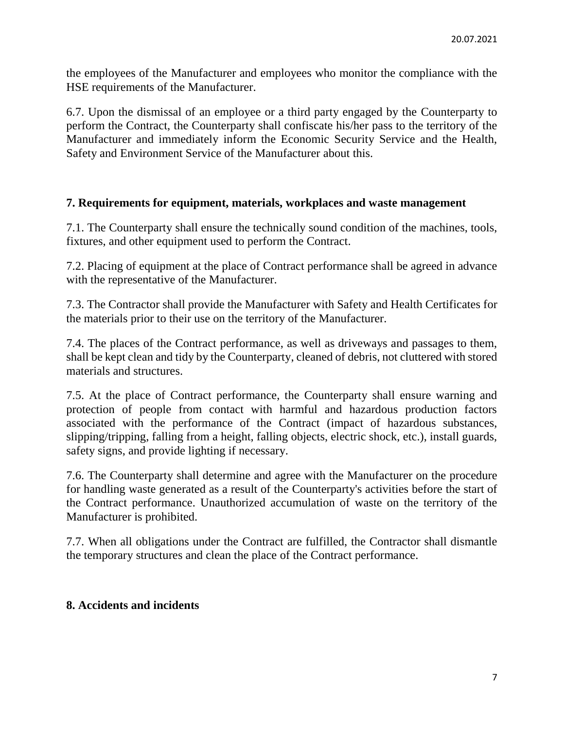the employees of the Manufacturer and employees who monitor the compliance with the HSE requirements of the Manufacturer.

6.7. Upon the dismissal of an employee or a third party engaged by the Counterparty to perform the Contract, the Counterparty shall confiscate his/her pass to the territory of the Manufacturer and immediately inform the Economic Security Service and the Health, Safety and Environment Service of the Manufacturer about this.

## 7. Requirements for equipment, materials, workplaces and waste management

7.1. The Counterparty shall ensure the technically sound condition of the machines, tools, fixtures, and other equipment used to perform the Contract.

7.2. Placing of equipment at the place of Contract performance shall be agreed in advance with the representative of the Manufacturer.

7.3. The Contractor shall provide the Manufacturer with Safety and Health Certificates for the materials prior to their use on the territory of the Manufacturer.

7.4. The places of the Contract performance, as well as driveways and passages to them, shall be kept clean and tidy by the Counterparty, cleaned of debris, not cluttered with stored materials and structures.

7.5. At the place of Contract performance, the Counterparty shall ensure warning and protection of people from contact with harmful and hazardous production factors associated with the performance of the Contract (impact of hazardous substances, slipping/tripping, falling from a height, falling objects, electric shock, etc.), install guards, safety signs, and provide lighting if necessary.

7.6. The Counterparty shall determine and agree with the Manufacturer on the procedure for handling waste generated as a result of the Counterparty's activities before the start of the Contract performance. Unauthorized accumulation of waste on the territory of the Manufacturer is prohibited.

7.7. When all obligations under the Contract are fulfilled, the Contractor shall dismantle the temporary structures and clean the place of the Contract performance.

## 8. Accidents and incidents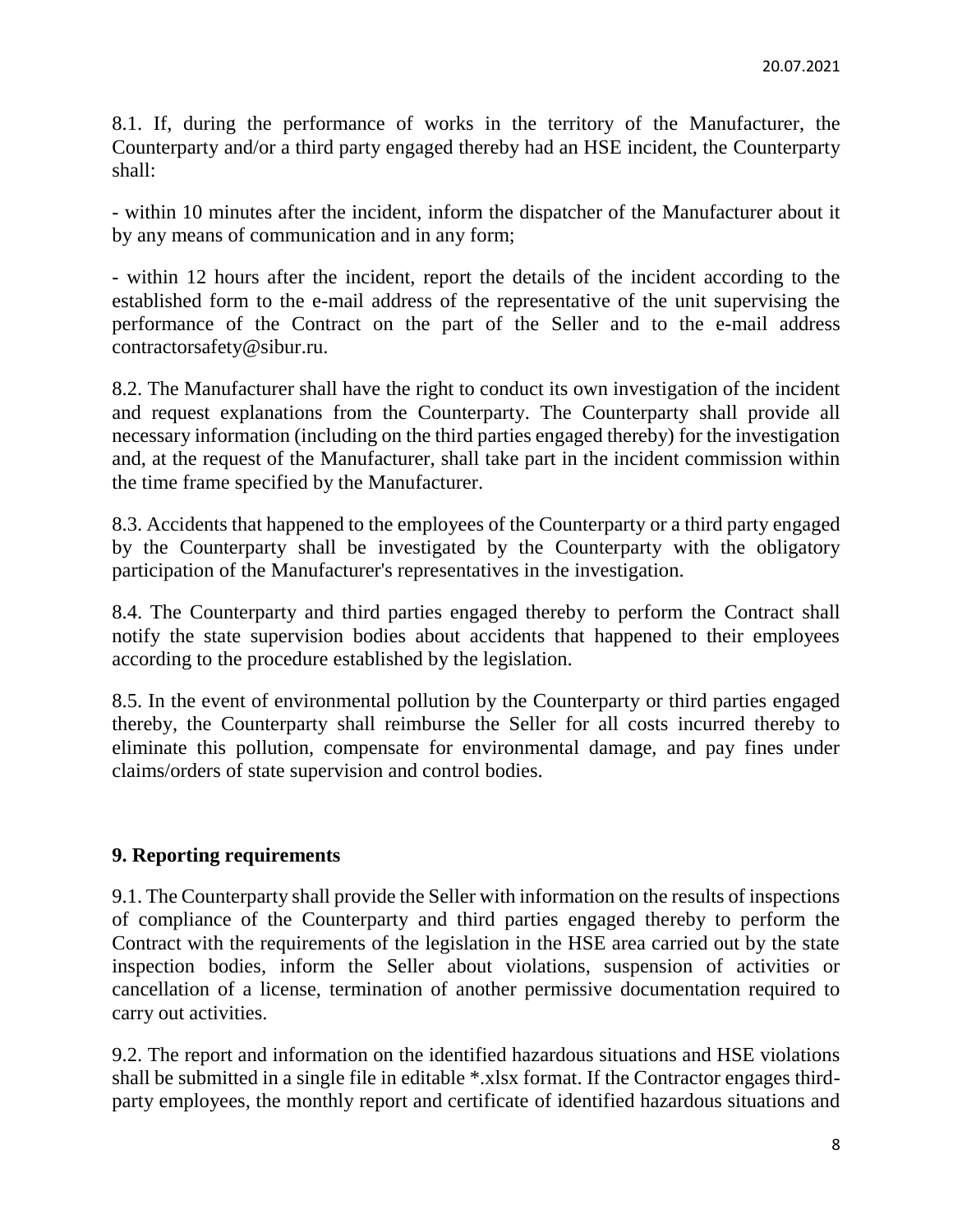8.1. If, during the performance of works in the territory of the Manufacturer, the Counterparty and/or a third party engaged thereby had an HSE incident, the Counterparty shall:

- within 10 minutes after the incident, inform the dispatcher of the Manufacturer about it by any means of communication and in any form;

- within 12 hours after the incident, report the details of the incident according to the established form to the e-mail address of the representative of the unit supervising the performance of the Contract on the part of the Seller and to the e-mail address contractorsafety@sibur.ru.

8.2. The Manufacturer shall have the right to conduct its own investigation of the incident and request explanations from the Counterparty. The Counterparty shall provide all necessary information (including on the third parties engaged thereby) for the investigation and, at the request of the Manufacturer, shall take part in the incident commission within the time frame specified by the Manufacturer.

8.3. Accidents that happened to the employees of the Counterparty or a third party engaged by the Counterparty shall be investigated by the Counterparty with the obligatory participation of the Manufacturer's representatives in the investigation.

8.4. The Counterparty and third parties engaged thereby to perform the Contract shall notify the state supervision bodies about accidents that happened to their employees according to the procedure established by the legislation.

8.5. In the event of environmental pollution by the Counterparty or third parties engaged thereby, the Counterparty shall reimburse the Seller for all costs incurred thereby to eliminate this pollution, compensate for environmental damage, and pay fines under claims/orders of state supervision and control bodies.

## 9. Reporting requirements

9.1. The Counterparty shall provide the Seller with information on the results of inspections of compliance of the Counterparty and third parties engaged thereby to perform the Contract with the requirements of the legislation in the HSE area carried out by the state inspection bodies, inform the Seller about violations, suspension of activities or cancellation of a license, termination of another permissive documentation required to carry out activities.

9.2. The report and information on the identified hazardous situations and HSE violations shall be submitted in a single file in editable *.xlsx format. If the Contractor engages third-party employees, the monthly report and certificate of identified hazardous situations and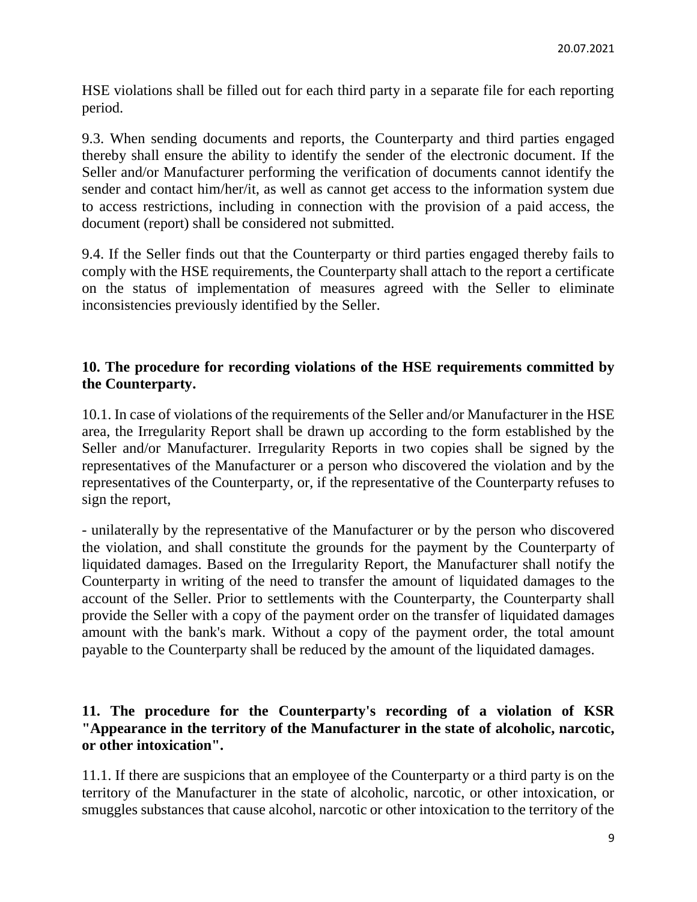HSE violations shall be filled out for each third party in a separate file for each reporting period.

9.3. When sending documents and reports, the Counterparty and third parties engaged thereby shall ensure the ability to identify the sender of the electronic document. If the Seller and/or Manufacturer performing the verification of documents cannot identify the sender and contact him/her/it, as well as cannot get access to the information system due to access restrictions, including in connection with the provision of a paid access, the document (report) shall be considered not submitted.

9.4. If the Seller finds out that the Counterparty or third parties engaged thereby fails to comply with the HSE requirements, the Counterparty shall attach to the report a certificate on the status of implementation of measures agreed with the Seller to eliminate inconsistencies previously identified by the Seller.

## 10. The procedure for recording violations of the HSE requirements committed by the Counterparty.

10.1. In case of violations of the requirements of the Seller and/or Manufacturer in the HSE area, the Irregularity Report shall be drawn up according to the form established by the Seller and/or Manufacturer. Irregularity Reports in two copies shall be signed by the representatives of the Manufacturer or a person who discovered the violation and by the representatives of the Counterparty, or, if the representative of the Counterparty refuses to sign the report,

- unilaterally by the representative of the Manufacturer or by the person who discovered the violation, and shall constitute the grounds for the payment by the Counterparty of liquidated damages. Based on the Irregularity Report, the Manufacturer shall notify the Counterparty in writing of the need to transfer the amount of liquidated damages to the account of the Seller. Prior to settlements with the Counterparty, the Counterparty shall provide the Seller with a copy of the payment order on the transfer of liquidated damages amount with the bank's mark. Without a copy of the payment order, the total amount payable to the Counterparty shall be reduced by the amount of the liquidated damages.

## 11. The procedure for the Counterparty's recording of a violation of KSR "Appearance in the territory of the Manufacturer in the state of alcoholic, narcotic, or other intoxication".

11.1. If there are suspicions that an employee of the Counterparty or a third party is on the territory of the Manufacturer in the state of alcoholic, narcotic, or other intoxication, or smuggles substances that cause alcohol, narcotic or other intoxication to the territory of the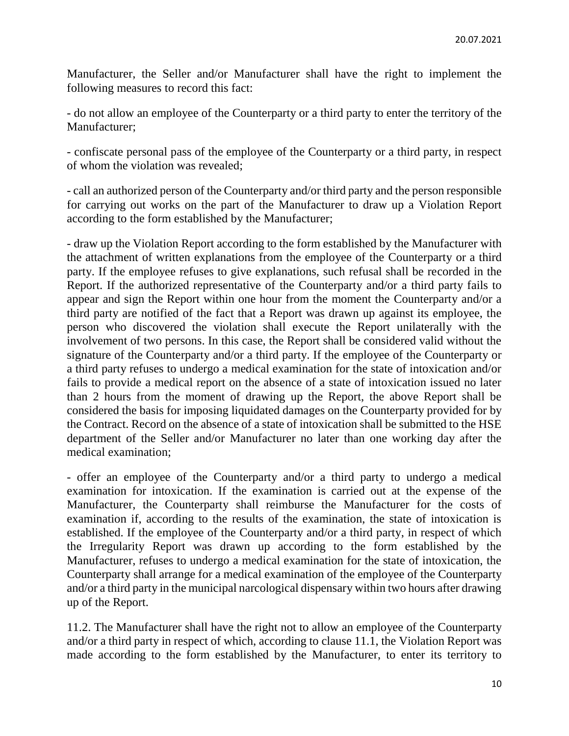Manufacturer, the Seller and/or Manufacturer shall have the right to implement the following measures to record this fact:

- do not allow an employee of the Counterparty or a third party to enter the territory of the Manufacturer;

- confiscate personal pass of the employee of the Counterparty or a third party, in respect of whom the violation was revealed;

- call an authorized person of the Counterparty and/or third party and the person responsible for carrying out works on the part of the Manufacturer to draw up a Violation Report according to the form established by the Manufacturer;

- draw up the Violation Report according to the form established by the Manufacturer with the attachment of written explanations from the employee of the Counterparty or a third party. If the employee refuses to give explanations, such refusal shall be recorded in the Report. If the authorized representative of the Counterparty and/or a third party fails to appear and sign the Report within one hour from the moment the Counterparty and/or a third party are notified of the fact that a Report was drawn up against its employee, the person who discovered the violation shall execute the Report unilaterally with the involvement of two persons. In this case, the Report shall be considered valid without the signature of the Counterparty and/or a third party. If the employee of the Counterparty or a third party refuses to undergo a medical examination for the state of intoxication and/or fails to provide a medical report on the absence of a state of intoxication issued no later than 2 hours from the moment of drawing up the Report, the above Report shall be considered the basis for imposing liquidated damages on the Counterparty provided for by the Contract. Record on the absence of a state of intoxication shall be submitted to the HSE department of the Seller and/or Manufacturer no later than one working day after the medical examination;

- offer an employee of the Counterparty and/or a third party to undergo a medical examination for intoxication. If the examination is carried out at the expense of the Manufacturer, the Counterparty shall reimburse the Manufacturer for the costs of examination if, according to the results of the examination, the state of intoxication is established. If the employee of the Counterparty and/or a third party, in respect of which the Irregularity Report was drawn up according to the form established by the Manufacturer, refuses to undergo a medical examination for the state of intoxication, the Counterparty shall arrange for a medical examination of the employee of the Counterparty and/or a third party in the municipal narcological dispensary within two hours after drawing up of the Report.

11.2. The Manufacturer shall have the right not to allow an employee of the Counterparty and/or a third party in respect of which, according to clause 11.1, the Violation Report was made according to the form established by the Manufacturer, to enter its territory to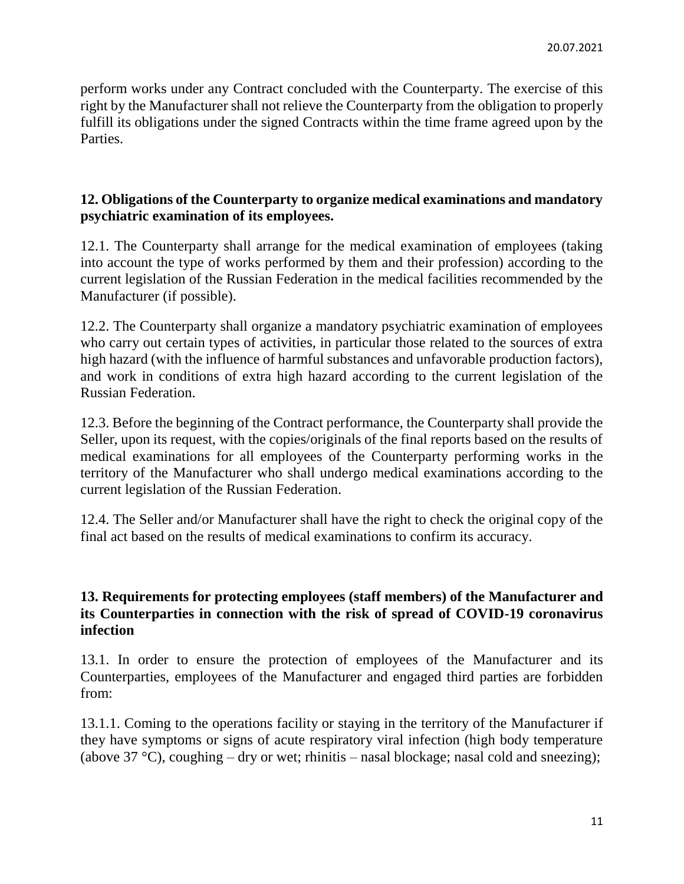perform works under any Contract concluded with the Counterparty. The exercise of this right by the Manufacturer shall not relieve the Counterparty from the obligation to properly fulfill its obligations under the signed Contracts within the time frame agreed upon by the Parties.

## 12. Obligations of the Counterparty to organize medical examinations and mandatory psychiatric examination of its employees.

12.1. The Counterparty shall arrange for the medical examination of employees (taking into account the type of works performed by them and their profession) according to the current legislation of the Russian Federation in the medical facilities recommended by the Manufacturer (if possible).

12.2. The Counterparty shall organize a mandatory psychiatric examination of employees who carry out certain types of activities, in particular those related to the sources of extra high hazard (with the influence of harmful substances and unfavorable production factors), and work in conditions of extra high hazard according to the current legislation of the Russian Federation.

12.3. Before the beginning of the Contract performance, the Counterparty shall provide the Seller, upon its request, with the copies/originals of the final reports based on the results of medical examinations for all employees of the Counterparty performing works in the territory of the Manufacturer who shall undergo medical examinations according to the current legislation of the Russian Federation.

12.4. The Seller and/or Manufacturer shall have the right to check the original copy of the final act based on the results of medical examinations to confirm its accuracy.

## 13. Requirements for protecting employees (staff members) of the Manufacturer and its Counterparties in connection with the risk of spread of COVID-19 coronavirus infection

13.1. In order to ensure the protection of employees of the Manufacturer and its Counterparties, employees of the Manufacturer and engaged third parties are forbidden from:

13.1.1. Coming to the operations facility or staying in the territory of the Manufacturer if they have symptoms or signs of acute respiratory viral infection (high body temperature (above 37 °C), coughing – dry or wet; rhinitis – nasal blockage; nasal cold and sneezing);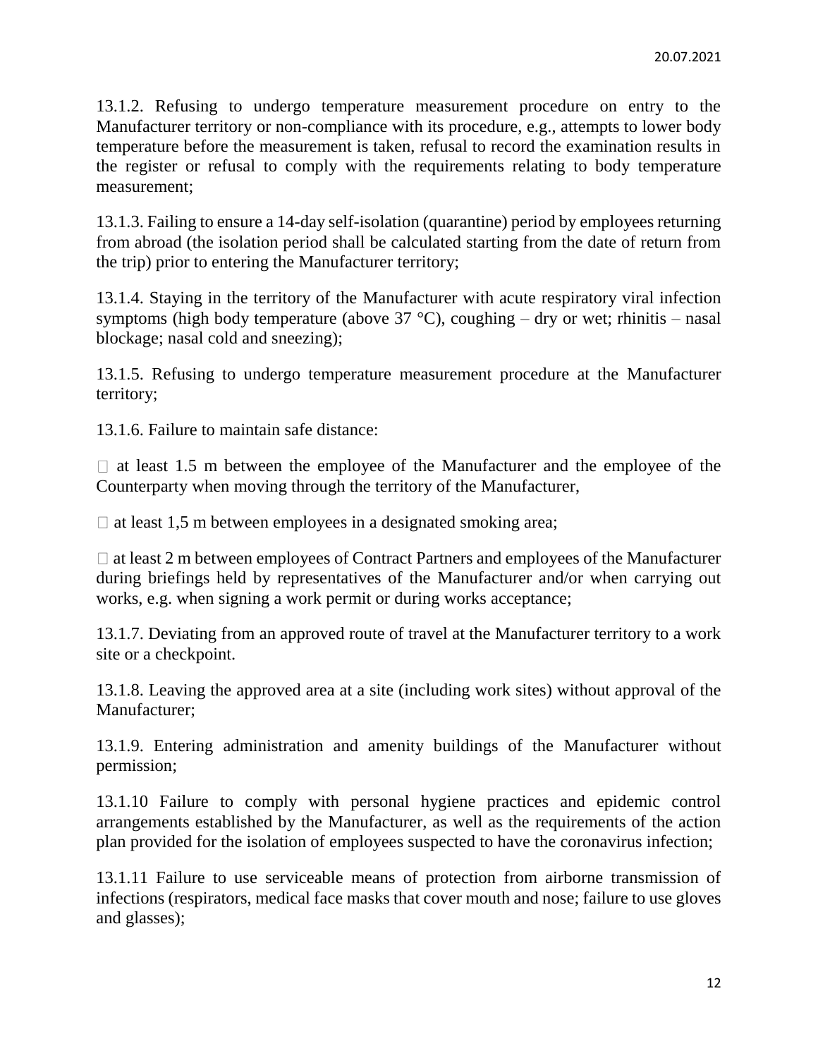13.1.2. Refusing to undergo temperature measurement procedure on entry to the Manufacturer territory or non-compliance with its procedure, e.g., attempts to lower body temperature before the measurement is taken, refusal to record the examination results in the register or refusal to comply with the requirements relating to body temperature measurement;

13.1.3. Failing to ensure a 14-day self-isolation (quarantine) period by employees returning from abroad (the isolation period shall be calculated starting from the date of return from the trip) prior to entering the Manufacturer territory;

13.1.4. Staying in the territory of the Manufacturer with acute respiratory viral infection symptoms (high body temperature (above 37 °C), coughing – dry or wet; rhinitis – nasal blockage; nasal cold and sneezing);

13.1.5. Refusing to undergo temperature measurement procedure at the Manufacturer territory;

13.1.6. Failure to maintain safe distance:

- at least 1.5 m between the employee of the Manufacturer and the employee of the Counterparty when moving through the territory of the Manufacturer,
- at least 1,5 m between employees in a designated smoking area;
- at least 2 m between employees of Contract Partners and employees of the Manufacturer during briefings held by representatives of the Manufacturer and/or when carrying out works, e.g. when signing a work permit or during works acceptance;

13.1.7. Deviating from an approved route of travel at the Manufacturer territory to a work site or a checkpoint.

13.1.8. Leaving the approved area at a site (including work sites) without approval of the Manufacturer;

13.1.9. Entering administration and amenity buildings of the Manufacturer without permission;

13.1.10 Failure to comply with personal hygiene practices and epidemic control arrangements established by the Manufacturer, as well as the requirements of the action plan provided for the isolation of employees suspected to have the coronavirus infection;

13.1.11 Failure to use serviceable means of protection from airborne transmission of infections (respirators, medical face masks that cover mouth and nose; failure to use gloves and glasses);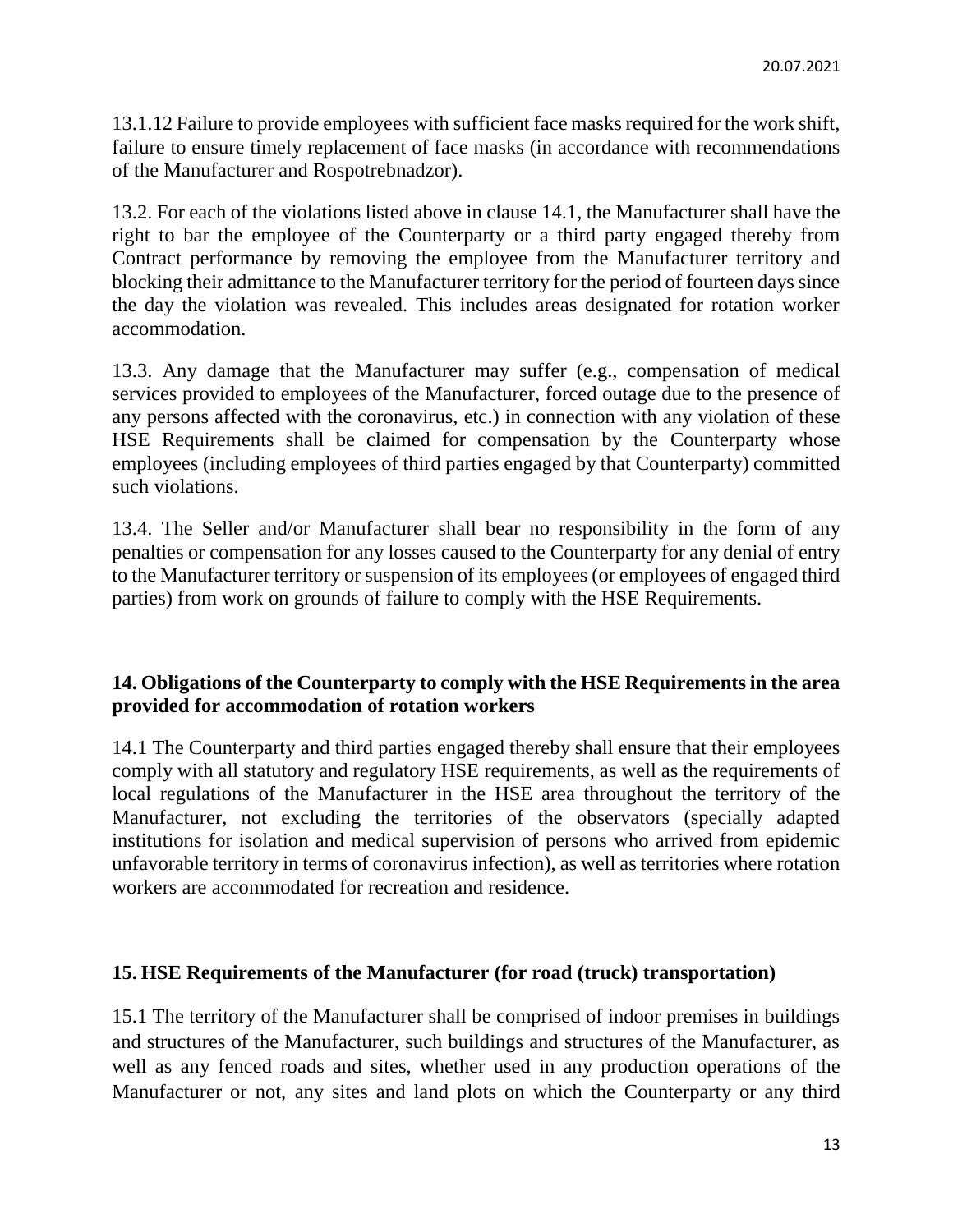13.1.12 Failure to provide employees with sufficient face masks required for the work shift, failure to ensure timely replacement of face masks (in accordance with recommendations of the Manufacturer and Rospotrebnadzor).

13.2. For each of the violations listed above in clause 14.1, the Manufacturer shall have the right to bar the employee of the Counterparty or a third party engaged thereby from Contract performance by removing the employee from the Manufacturer territory and blocking their admittance to the Manufacturer territory for the period of fourteen days since the day the violation was revealed. This includes areas designated for rotation worker accommodation.

13.3. Any damage that the Manufacturer may suffer (e.g., compensation of medical services provided to employees of the Manufacturer, forced outage due to the presence of any persons affected with the coronavirus, etc.) in connection with any violation of these HSE Requirements shall be claimed for compensation by the Counterparty whose employees (including employees of third parties engaged by that Counterparty) committed such violations.

13.4. The Seller and/or Manufacturer shall bear no responsibility in the form of any penalties or compensation for any losses caused to the Counterparty for any denial of entry to the Manufacturer territory or suspension of its employees (or employees of engaged third parties) from work on grounds of failure to comply with the HSE Requirements.

## 14. Obligations of the Counterparty to comply with the HSE Requirements in the area provided for accommodation of rotation workers

14.1 The Counterparty and third parties engaged thereby shall ensure that their employees comply with all statutory and regulatory HSE requirements, as well as the requirements of local regulations of the Manufacturer in the HSE area throughout the territory of the Manufacturer, not excluding the territories of the observators (specially adapted institutions for isolation and medical supervision of persons who arrived from epidemic unfavorable territory in terms of coronavirus infection), as well as territories where rotation workers are accommodated for recreation and residence.

## 15. HSE Requirements of the Manufacturer (for road (truck) transportation)

15.1 The territory of the Manufacturer shall be comprised of indoor premises in buildings and structures of the Manufacturer, such buildings and structures of the Manufacturer, as well as any fenced roads and sites, whether used in any production operations of the Manufacturer or not, any sites and land plots on which the Counterparty or any third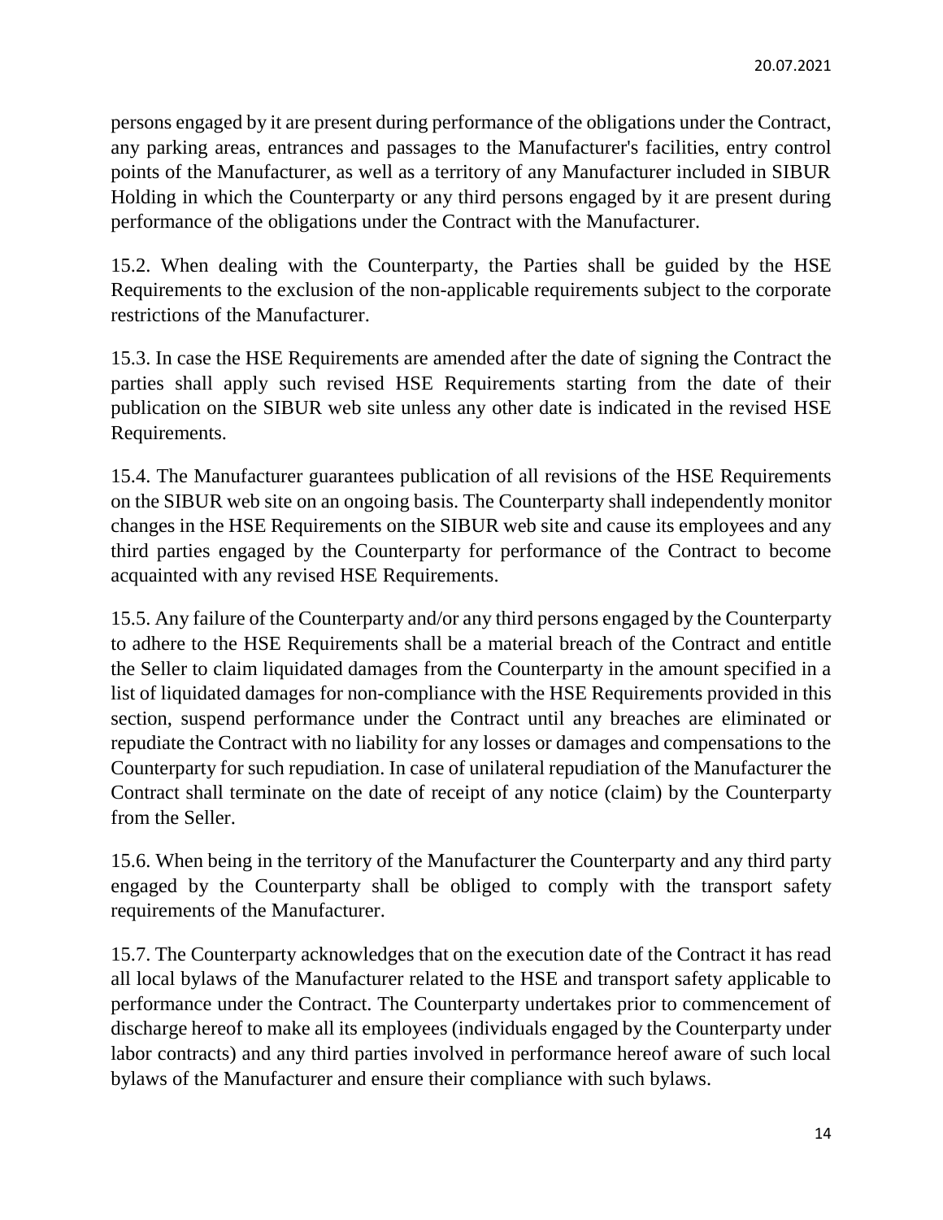persons engaged by it are present during performance of the obligations under the Contract, any parking areas, entrances and passages to the Manufacturer's facilities, entry control points of the Manufacturer, as well as a territory of any Manufacturer included in SIBUR Holding in which the Counterparty or any third persons engaged by it are present during performance of the obligations under the Contract with the Manufacturer.

15.2. When dealing with the Counterparty, the Parties shall be guided by the HSE Requirements to the exclusion of the non-applicable requirements subject to the corporate restrictions of the Manufacturer.

15.3. In case the HSE Requirements are amended after the date of signing the Contract the parties shall apply such revised HSE Requirements starting from the date of their publication on the SIBUR web site unless any other date is indicated in the revised HSE Requirements.

15.4. The Manufacturer guarantees publication of all revisions of the HSE Requirements on the SIBUR web site on an ongoing basis. The Counterparty shall independently monitor changes in the HSE Requirements on the SIBUR web site and cause its employees and any third parties engaged by the Counterparty for performance of the Contract to become acquainted with any revised HSE Requirements.

15.5. Any failure of the Counterparty and/or any third persons engaged by the Counterparty to adhere to the HSE Requirements shall be a material breach of the Contract and entitle the Seller to claim liquidated damages from the Counterparty in the amount specified in a list of liquidated damages for non-compliance with the HSE Requirements provided in this section, suspend performance under the Contract until any breaches are eliminated or repudiate the Contract with no liability for any losses or damages and compensations to the Counterparty for such repudiation. In case of unilateral repudiation of the Manufacturer the Contract shall terminate on the date of receipt of any notice (claim) by the Counterparty from the Seller.

15.6. When being in the territory of the Manufacturer the Counterparty and any third party engaged by the Counterparty shall be obliged to comply with the transport safety requirements of the Manufacturer.

15.7. The Counterparty acknowledges that on the execution date of the Contract it has read all local bylaws of the Manufacturer related to the HSE and transport safety applicable to performance under the Contract. The Counterparty undertakes prior to commencement of discharge hereof to make all its employees (individuals engaged by the Counterparty under labor contracts) and any third parties involved in performance hereof aware of such local bylaws of the Manufacturer and ensure their compliance with such bylaws.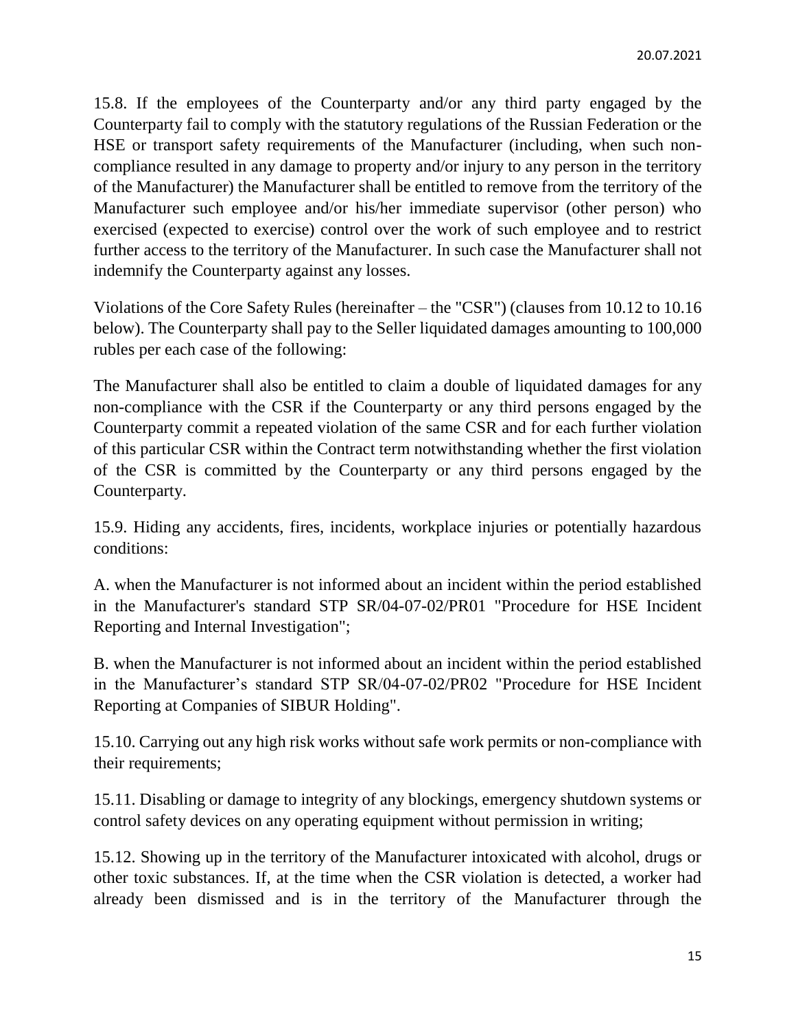15.8. If the employees of the Counterparty and/or any third party engaged by the Counterparty fail to comply with the statutory regulations of the Russian Federation or the HSE or transport safety requirements of the Manufacturer (including, when such non-compliance resulted in any damage to property and/or injury to any person in the territory of the Manufacturer) the Manufacturer shall be entitled to remove from the territory of the Manufacturer such employee and/or his/her immediate supervisor (other person) who exercised (expected to exercise) control over the work of such employee and to restrict further access to the territory of the Manufacturer. In such case the Manufacturer shall not indemnify the Counterparty against any losses.

Violations of the Core Safety Rules (hereinafter – the "CSR") (clauses from 10.12 to 10.16 below). The Counterparty shall pay to the Seller liquidated damages amounting to 100,000 rubles per each case of the following:

The Manufacturer shall also be entitled to claim a double of liquidated damages for any non-compliance with the CSR if the Counterparty or any third persons engaged by the Counterparty commit a repeated violation of the same CSR and for each further violation of this particular CSR within the Contract term notwithstanding whether the first violation of the CSR is committed by the Counterparty or any third persons engaged by the Counterparty.

15.9. Hiding any accidents, fires, incidents, workplace injuries or potentially hazardous conditions:

A. when the Manufacturer is not informed about an incident within the period established in the Manufacturer's standard STP SR/04-07-02/PR01 "Procedure for HSE Incident Reporting and Internal Investigation";

B. when the Manufacturer is not informed about an incident within the period established in the Manufacturer’s standard STP SR/04-07-02/PR02 "Procedure for HSE Incident Reporting at Companies of SIBUR Holding".

15.10. Carrying out any high risk works without safe work permits or non-compliance with their requirements;

15.11. Disabling or damage to integrity of any blockings, emergency shutdown systems or control safety devices on any operating equipment without permission in writing;

15.12. Showing up in the territory of the Manufacturer intoxicated with alcohol, drugs or other toxic substances. If, at the time when the CSR violation is detected, a worker had already been dismissed and is in the territory of the Manufacturer through the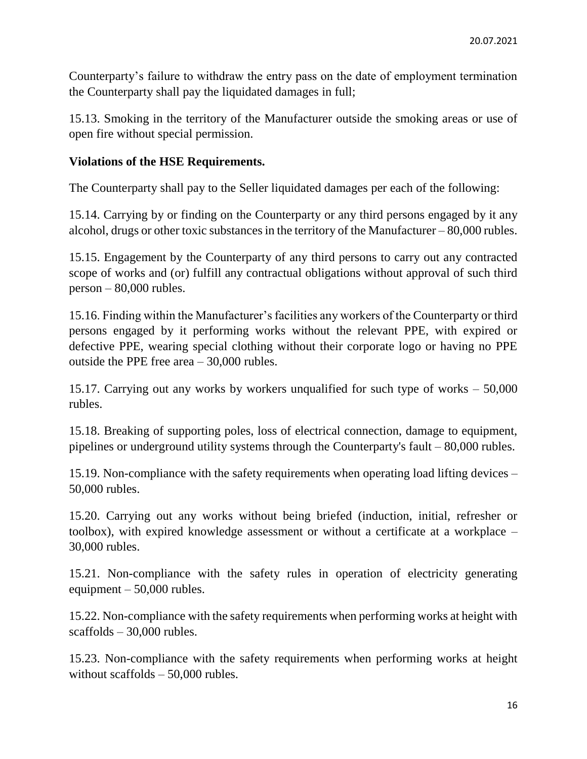Counterparty's failure to withdraw the entry pass on the date of employment termination the Counterparty shall pay the liquidated damages in full;

15.13. Smoking in the territory of the Manufacturer outside the smoking areas or use of open fire without special permission.

**Violations of the HSE Requirements.**

The Counterparty shall pay to the Seller liquidated damages per each of the following:

15.14. Carrying by or finding on the Counterparty or any third persons engaged by it any alcohol, drugs or other toxic substances in the territory of the Manufacturer – 80,000 rubles.

15.15. Engagement by the Counterparty of any third persons to carry out any contracted scope of works and (or) fulfill any contractual obligations without approval of such third person – 80,000 rubles.

15.16. Finding within the Manufacturer's facilities any workers of the Counterparty or third persons engaged by it performing works without the relevant PPE, with expired or defective PPE, wearing special clothing without their corporate logo or having no PPE outside the PPE free area – 30,000 rubles.

15.17. Carrying out any works by workers unqualified for such type of works – 50,000 rubles.

15.18. Breaking of supporting poles, loss of electrical connection, damage to equipment, pipelines or underground utility systems through the Counterparty's fault – 80,000 rubles.

15.19. Non-compliance with the safety requirements when operating load lifting devices – 50,000 rubles.

15.20. Carrying out any works without being briefed (induction, initial, refresher or toolbox), with expired knowledge assessment or without a certificate at a workplace – 30,000 rubles.

15.21. Non-compliance with the safety rules in operation of electricity generating equipment – 50,000 rubles.

15.22. Non-compliance with the safety requirements when performing works at height with scaffolds – 30,000 rubles.

15.23. Non-compliance with the safety requirements when performing works at height without scaffolds – 50,000 rubles.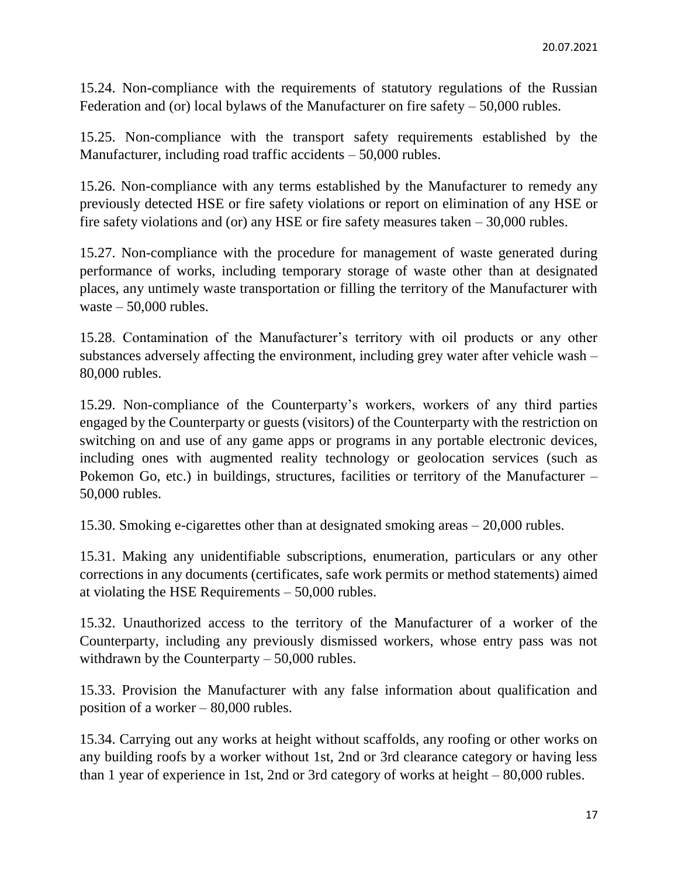15.24. Non-compliance with the requirements of statutory regulations of the Russian Federation and (or) local bylaws of the Manufacturer on fire safety – 50,000 rubles.

15.25. Non-compliance with the transport safety requirements established by the Manufacturer, including road traffic accidents – 50,000 rubles.

15.26. Non-compliance with any terms established by the Manufacturer to remedy any previously detected HSE or fire safety violations or report on elimination of any HSE or fire safety violations and (or) any HSE or fire safety measures taken – 30,000 rubles.

15.27. Non-compliance with the procedure for management of waste generated during performance of works, including temporary storage of waste other than at designated places, any untimely waste transportation or filling the territory of the Manufacturer with waste – 50,000 rubles.

15.28. Contamination of the Manufacturer's territory with oil products or any other substances adversely affecting the environment, including grey water after vehicle wash – 80,000 rubles.

15.29. Non-compliance of the Counterparty's workers, workers of any third parties engaged by the Counterparty or guests (visitors) of the Counterparty with the restriction on switching on and use of any game apps or programs in any portable electronic devices, including ones with augmented reality technology or geolocation services (such as Pokemon Go, etc.) in buildings, structures, facilities or territory of the Manufacturer – 50,000 rubles.

15.30. Smoking e-cigarettes other than at designated smoking areas – 20,000 rubles.

15.31. Making any unidentifiable subscriptions, enumeration, particulars or any other corrections in any documents (certificates, safe work permits or method statements) aimed at violating the HSE Requirements – 50,000 rubles.

15.32. Unauthorized access to the territory of the Manufacturer of a worker of the Counterparty, including any previously dismissed workers, whose entry pass was not withdrawn by the Counterparty – 50,000 rubles.

15.33. Provision the Manufacturer with any false information about qualification and position of a worker – 80,000 rubles.

15.34. Carrying out any works at height without scaffolds, any roofing or other works on any building roofs by a worker without 1st, 2nd or 3rd clearance category or having less than 1 year of experience in 1st, 2nd or 3rd category of works at height – 80,000 rubles.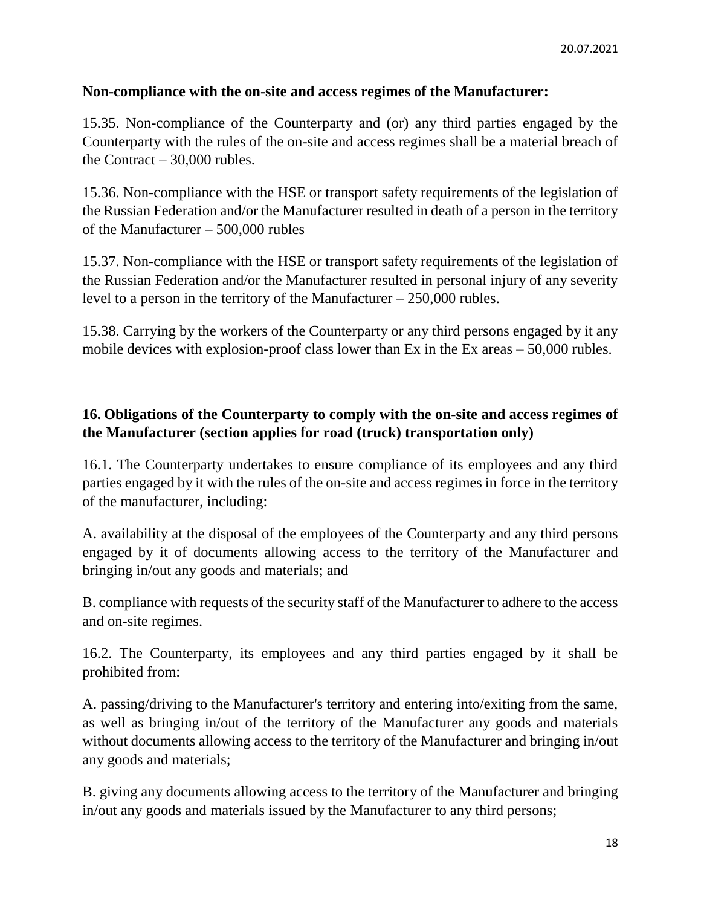**Non-compliance with the on-site and access regimes of the Manufacturer:**

15.35. Non-compliance of the Counterparty and (or) any third parties engaged by the Counterparty with the rules of the on-site and access regimes shall be a material breach of the Contract – 30,000 rubles.

15.36. Non-compliance with the HSE or transport safety requirements of the legislation of the Russian Federation and/or the Manufacturer resulted in death of a person in the territory of the Manufacturer – 500,000 rubles

15.37. Non-compliance with the HSE or transport safety requirements of the legislation of the Russian Federation and/or the Manufacturer resulted in personal injury of any severity level to a person in the territory of the Manufacturer – 250,000 rubles.

15.38. Carrying by the workers of the Counterparty or any third persons engaged by it any mobile devices with explosion-proof class lower than Ex in the Ex areas – 50,000 rubles.

## 16. Obligations of the Counterparty to comply with the on-site and access regimes of the Manufacturer (section applies for road (truck) transportation only)

16.1. The Counterparty undertakes to ensure compliance of its employees and any third parties engaged by it with the rules of the on-site and access regimes in force in the territory of the manufacturer, including:

A. availability at the disposal of the employees of the Counterparty and any third persons engaged by it of documents allowing access to the territory of the Manufacturer and bringing in/out any goods and materials; and

B. compliance with requests of the security staff of the Manufacturer to adhere to the access and on-site regimes.

16.2. The Counterparty, its employees and any third parties engaged by it shall be prohibited from:

A. passing/driving to the Manufacturer's territory and entering into/exiting from the same, as well as bringing in/out of the territory of the Manufacturer any goods and materials without documents allowing access to the territory of the Manufacturer and bringing in/out any goods and materials;

B. giving any documents allowing access to the territory of the Manufacturer and bringing in/out any goods and materials issued by the Manufacturer to any third persons;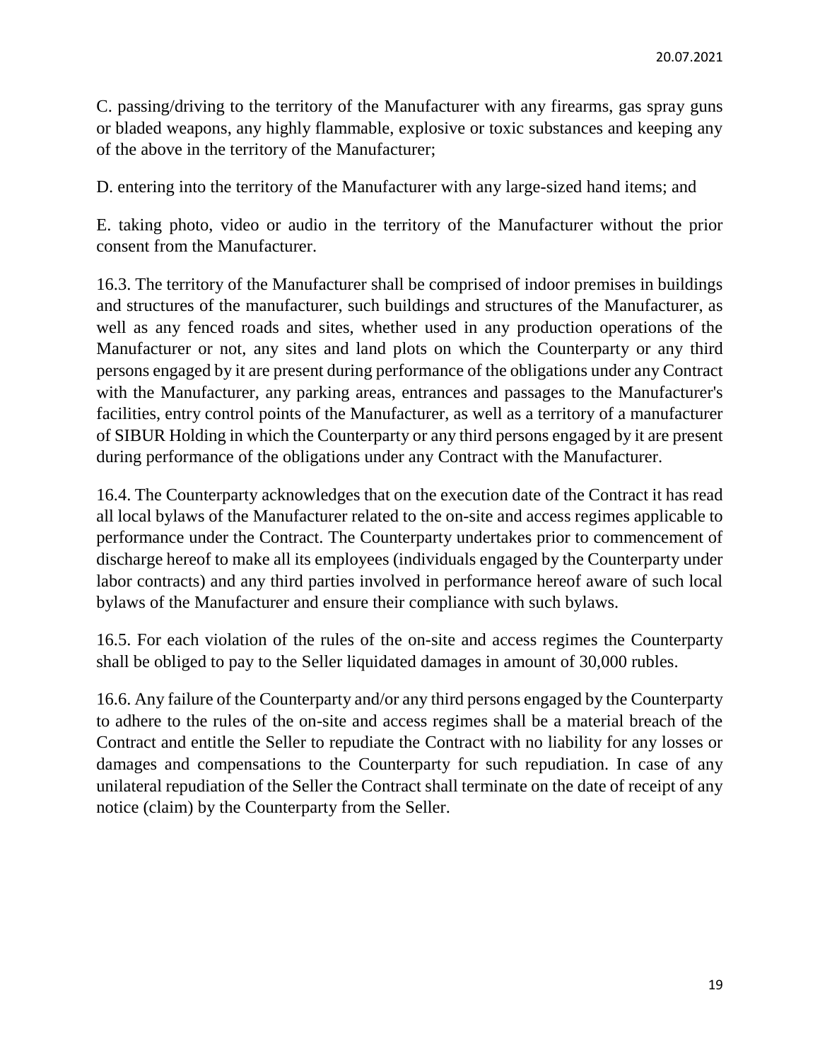C. passing/driving to the territory of the Manufacturer with any firearms, gas spray guns or bladed weapons, any highly flammable, explosive or toxic substances and keeping any of the above in the territory of the Manufacturer;

D. entering into the territory of the Manufacturer with any large-sized hand items; and

E. taking photo, video or audio in the territory of the Manufacturer without the prior consent from the Manufacturer.

16.3. The territory of the Manufacturer shall be comprised of indoor premises in buildings and structures of the manufacturer, such buildings and structures of the Manufacturer, as well as any fenced roads and sites, whether used in any production operations of the Manufacturer or not, any sites and land plots on which the Counterparty or any third persons engaged by it are present during performance of the obligations under any Contract with the Manufacturer, any parking areas, entrances and passages to the Manufacturer's facilities, entry control points of the Manufacturer, as well as a territory of a manufacturer of SIBUR Holding in which the Counterparty or any third persons engaged by it are present during performance of the obligations under any Contract with the Manufacturer.

16.4. The Counterparty acknowledges that on the execution date of the Contract it has read all local bylaws of the Manufacturer related to the on-site and access regimes applicable to performance under the Contract. The Counterparty undertakes prior to commencement of discharge hereof to make all its employees (individuals engaged by the Counterparty under labor contracts) and any third parties involved in performance hereof aware of such local bylaws of the Manufacturer and ensure their compliance with such bylaws.

16.5. For each violation of the rules of the on-site and access regimes the Counterparty shall be obliged to pay to the Seller liquidated damages in amount of 30,000 rubles.

16.6. Any failure of the Counterparty and/or any third persons engaged by the Counterparty to adhere to the rules of the on-site and access regimes shall be a material breach of the Contract and entitle the Seller to repudiate the Contract with no liability for any losses or damages and compensations to the Counterparty for such repudiation. In case of any unilateral repudiation of the Seller the Contract shall terminate on the date of receipt of any notice (claim) by the Counterparty from the Seller.